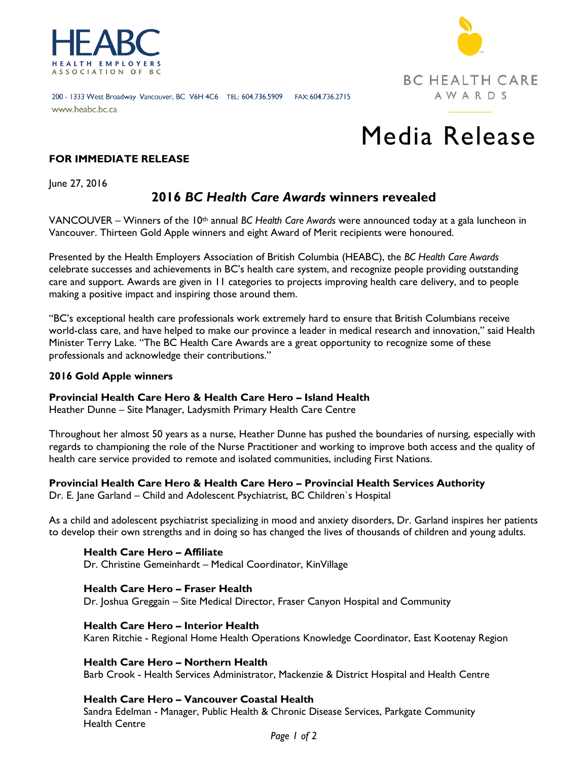HEABC

HEALTH EMPLOYERS ASSOCIATION OF BC

200 - 1333 West Broadway Vancouver, BC V6H 4C6 TEL: 604.736.5909 FAX: 604.736.2715

www.heabc.bc.ca

BC HEALTH CARE AWARDS

# Media Release

**FOR IMMEDIATE RELEASE**

June 27, 2016

## 2016 *BC Health Care Awards* winners revealed

VANCOUVER – Winners of the 10th annual *BC Health Care Awards* were announced today at a gala luncheon in Vancouver. Thirteen Gold Apple winners and eight Award of Merit recipients were honoured.

Presented by the Health Employers Association of British Columbia (HEABC), the *BC Health Care Awards* celebrate successes and achievements in BC's health care system, and recognize people providing outstanding care and support. Awards are given in 11 categories to projects improving health care delivery, and to people making a positive impact and inspiring those around them.

"BC's exceptional health care professionals work extremely hard to ensure that British Columbians receive world-class care, and have helped to make our province a leader in medical research and innovation," said Health Minister Terry Lake. "The BC Health Care Awards are a great opportunity to recognize some of these professionals and acknowledge their contributions."

### 2016 Gold Apple winners

**Provincial Health Care Hero & Health Care Hero – Island Health**
Heather Dunne – Site Manager, Ladysmith Primary Health Care Centre

Throughout her almost 50 years as a nurse, Heather Dunne has pushed the boundaries of nursing, especially with regards to championing the role of the Nurse Practitioner and working to improve both access and the quality of health care service provided to remote and isolated communities, including First Nations.

**Provincial Health Care Hero & Health Care Hero – Provincial Health Services Authority**
Dr. E. Jane Garland – Child and Adolescent Psychiatrist, BC Children`s Hospital

As a child and adolescent psychiatrist specializing in mood and anxiety disorders, Dr. Garland inspires her patients to develop their own strengths and in doing so has changed the lives of thousands of children and young adults.

**Health Care Hero – Affiliate**
Dr. Christine Gemeinhardt – Medical Coordinator, KinVillage

**Health Care Hero – Fraser Health**
Dr. Joshua Greggain – Site Medical Director, Fraser Canyon Hospital and Community

**Health Care Hero – Interior Health**
Karen Ritchie - Regional Home Health Operations Knowledge Coordinator, East Kootenay Region

**Health Care Hero – Northern Health**
Barb Crook - Health Services Administrator, Mackenzie & District Hospital and Health Centre

**Health Care Hero – Vancouver Coastal Health**
Sandra Edelman - Manager, Public Health & Chronic Disease Services, Parkgate Community Health Centre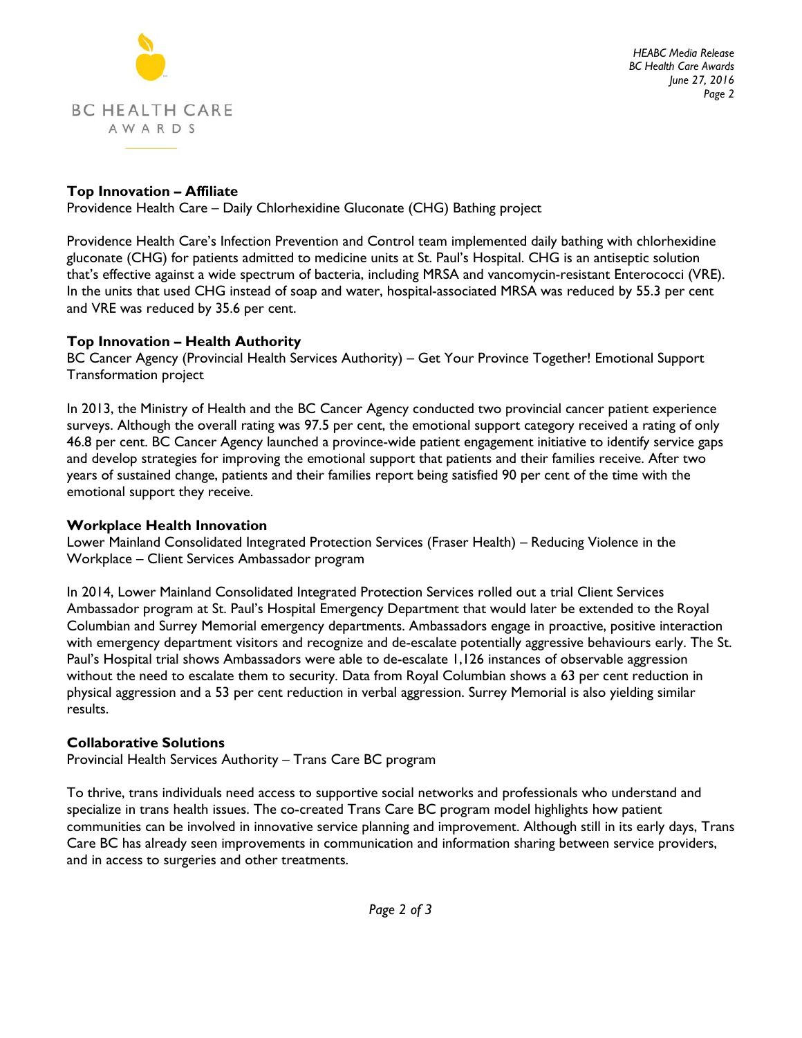### Top Innovation – Affiliate

Providence Health Care – Daily Chlorhexidine Gluconate (CHG) Bathing project

Providence Health Care's Infection Prevention and Control team implemented daily bathing with chlorhexidine gluconate (CHG) for patients admitted to medicine units at St. Paul's Hospital. CHG is an antiseptic solution that's effective against a wide spectrum of bacteria, including MRSA and vancomycin-resistant Enterococci (VRE). In the units that used CHG instead of soap and water, hospital-associated MRSA was reduced by 55.3 per cent and VRE was reduced by 35.6 per cent.

### Top Innovation – Health Authority

BC Cancer Agency (Provincial Health Services Authority) – Get Your Province Together! Emotional Support Transformation project

In 2013, the Ministry of Health and the BC Cancer Agency conducted two provincial cancer patient experience surveys. Although the overall rating was 97.5 per cent, the emotional support category received a rating of only 46.8 per cent. BC Cancer Agency launched a province-wide patient engagement initiative to identify service gaps and develop strategies for improving the emotional support that patients and their families receive. After two years of sustained change, patients and their families report being satisfied 90 per cent of the time with the emotional support they receive.

### Workplace Health Innovation

Lower Mainland Consolidated Integrated Protection Services (Fraser Health) – Reducing Violence in the Workplace – Client Services Ambassador program

In 2014, Lower Mainland Consolidated Integrated Protection Services rolled out a trial Client Services Ambassador program at St. Paul's Hospital Emergency Department that would later be extended to the Royal Columbian and Surrey Memorial emergency departments. Ambassadors engage in proactive, positive interaction with emergency department visitors and recognize and de-escalate potentially aggressive behaviours early. The St. Paul's Hospital trial shows Ambassadors were able to de-escalate 1,126 instances of observable aggression without the need to escalate them to security. Data from Royal Columbian shows a 63 per cent reduction in physical aggression and a 53 per cent reduction in verbal aggression. Surrey Memorial is also yielding similar results.

### Collaborative Solutions

Provincial Health Services Authority – Trans Care BC program

To thrive, trans individuals need access to supportive social networks and professionals who understand and specialize in trans health issues. The co-created Trans Care BC program model highlights how patient communities can be involved in innovative service planning and improvement. Although still in its early days, Trans Care BC has already seen improvements in communication and information sharing between service providers, and in access to surgeries and other treatments.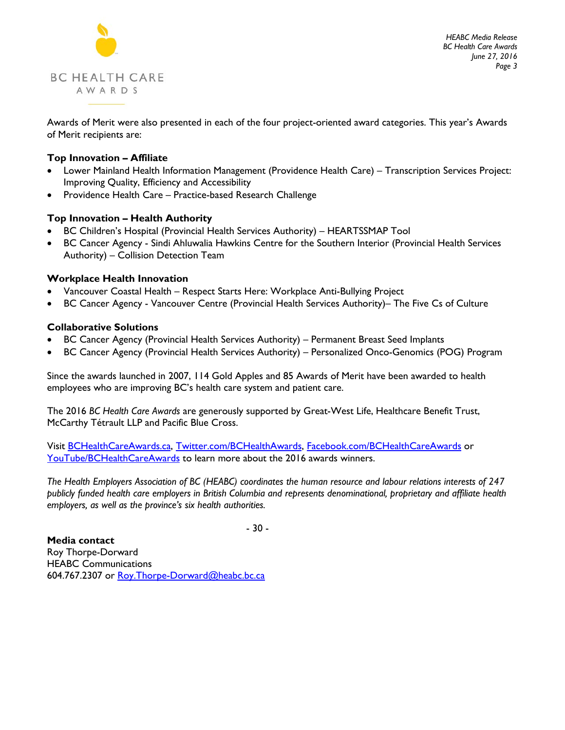Awards of Merit were also presented in each of the four project-oriented award categories. This year's Awards of Merit recipients are:

**Top Innovation – Affiliate**

- Lower Mainland Health Information Management (Providence Health Care) – Transcription Services Project: Improving Quality, Efficiency and Accessibility
- Providence Health Care – Practice-based Research Challenge

**Top Innovation – Health Authority**

- BC Children's Hospital (Provincial Health Services Authority) – HEARTSSMAP Tool
- BC Cancer Agency - Sindi Ahluwalia Hawkins Centre for the Southern Interior (Provincial Health Services Authority) – Collision Detection Team

**Workplace Health Innovation**

- Vancouver Coastal Health – Respect Starts Here: Workplace Anti-Bullying Project
- BC Cancer Agency - Vancouver Centre (Provincial Health Services Authority)– The Five Cs of Culture

**Collaborative Solutions**

- BC Cancer Agency (Provincial Health Services Authority) – Permanent Breast Seed Implants
- BC Cancer Agency (Provincial Health Services Authority) – Personalized Onco-Genomics (POG) Program

Since the awards launched in 2007, 114 Gold Apples and 85 Awards of Merit have been awarded to health employees who are improving BC's health care system and patient care.

The 2016 *BC Health Care Awards* are generously supported by Great-West Life, Healthcare Benefit Trust, McCarthy Tétrault LLP and Pacific Blue Cross.

Visit BCHealthCareAwards.ca, Twitter.com/BCHealthAwards, Facebook.com/BCHealthCareAwards or YouTube/BCHealthCareAwards to learn more about the 2016 awards winners.

*The Health Employers Association of BC (HEABC) coordinates the human resource and labour relations interests of 247 publicly funded health care employers in British Columbia and represents denominational, proprietary and affiliate health employers, as well as the province's six health authorities.*

\- 30 -

**Media contact**
Roy Thorpe-Dorward
HEABC Communications
604.767.2307 or Roy.Thorpe-Dorward@heabc.bc.ca